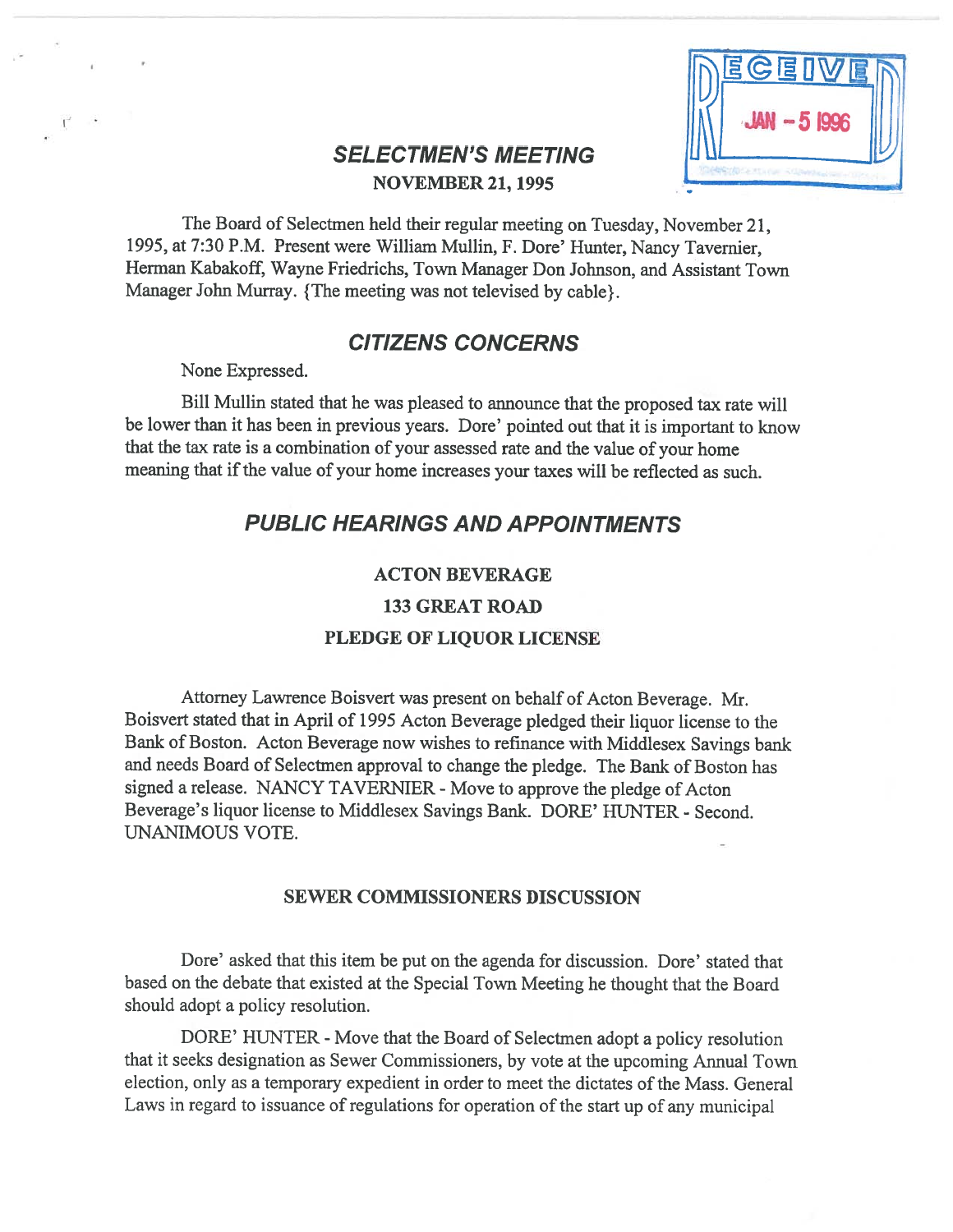RECEIVED JAN - 5 1996

## SELECTMEN'S MEETING

### NOVEMBER 21, 1995

The Board of Selectmen held their regular meeting on Tuesday, November 21, 1995, at 7:30 P.M. Present were William Mullin, F. Dore' Hunter, Nancy Tavernier, Herman Kabakoff, Wayne Friedrichs, Town Manager Don Johnson, and Assistant Town Manager John Murray. {The meeting was not televised by cable}.

## CITIZENS CONCERNS

None Expressed.

Bill Mullin stated that he was pleased to announce that the proposed tax rate will be lower than it has been in previous years. Dore' pointed out that it is important to know that the tax rate is a combination of your assessed rate and the value of your home meaning that if the value of your home increases your taxes will be reflected as such.

## PUBLIC HEARINGS AND APPOINTMENTS

### ACTON BEVERAGE
### 133 GREAT ROAD
### PLEDGE OF LIQUOR LICENSE

Attorney Lawrence Boisvert was present on behalf of Acton Beverage. Mr. Boisvert stated that in April of 1995 Acton Beverage pledged their liquor license to the Bank of Boston. Acton Beverage now wishes to refinance with Middlesex Savings bank and needs Board of Selectmen approval to change the pledge. The Bank of Boston has signed a release. NANCY TAVERNIER - Move to approve the pledge of Acton Beverage's liquor license to Middlesex Savings Bank. DORE' HUNTER - Second. UNANIMOUS VOTE.

### SEWER COMMISSIONERS DISCUSSION

Dore' asked that this item be put on the agenda for discussion. Dore' stated that based on the debate that existed at the Special Town Meeting he thought that the Board should adopt a policy resolution.

DORE' HUNTER - Move that the Board of Selectmen adopt a policy resolution that it seeks designation as Sewer Commissioners, by vote at the upcoming Annual Town election, only as a temporary expedient in order to meet the dictates of the Mass. General Laws in regard to issuance of regulations for operation of the start up of any municipal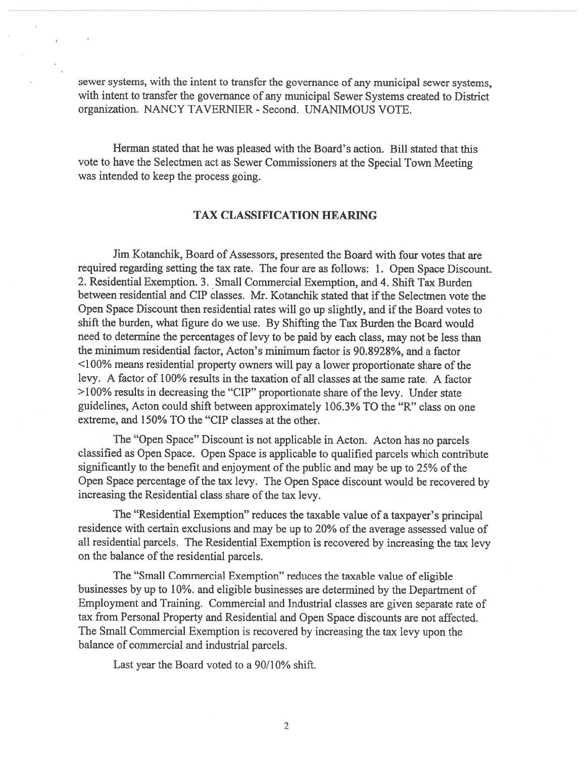sewer systems, with the intent to transfer the governance of any municipal sewer systems, with intent to transfer the governance of any municipal Sewer Systems created to District organization. NANCY TAVERNIER - Second. UNANIMOUS VOTE.

Herman stated that he was pleased with the Board's action. Bill stated that this vote to have the Selectmen act as Sewer Commissioners at the Special Town Meeting was intended to keep the process going.

## TAX CLASSIFICATION HEARING

Jim Kotanchik, Board of Assessors, presented the Board with four votes that are required regarding setting the tax rate. The four are as follows: 1. Open Space Discount. 2. Residential Exemption. 3. Small Commercial Exemption, and 4. Shift Tax Burden between residential and CIP classes. Mr. Kotanchik stated that if the Selectmen vote the Open Space Discount then residential rates will go up slightly, and if the Board votes to shift the burden, what figure do we use. By Shifting the Tax Burden the Board would need to determine the percentages of levy to be paid by each class, may not be less than the minimum residential factor, Acton's minimum factor is 90.8928%, and a factor <100% means residential property owners will pay a lower proportionate share of the levy. A factor of 100% results in the taxation of all classes at the same rate. A factor >100% results in decreasing the "CIP" proportionate share of the levy. Under state guidelines, Acton could shift between approximately 106.3% TO the "R" class on one extreme, and 150% TO the "CIP classes at the other.

The "Open Space" Discount is not applicable in Acton. Acton has no parcels classified as Open Space. Open Space is applicable to qualified parcels which contribute significantly to the benefit and enjoyment of the public and may be up to 25% of the Open Space percentage of the tax levy. The Open Space discount would be recovered by increasing the Residential class share of the tax levy.

The "Residential Exemption" reduces the taxable value of a taxpayer's principal residence with certain exclusions and may be up to 20% of the average assessed value of all residential parcels. The Residential Exemption is recovered by increasing the tax levy on the balance of the residential parcels.

The "Small Commercial Exemption" reduces the taxable value of eligible businesses by up to 10%. and eligible businesses are determined by the Department of Employment and Training. Commercial and Industrial classes are given separate rate of tax from Personal Property and Residential and Open Space discounts are not affected. The Small Commercial Exemption is recovered by increasing the tax levy upon the balance of commercial and industrial parcels.

Last year the Board voted to a 90/10% shift.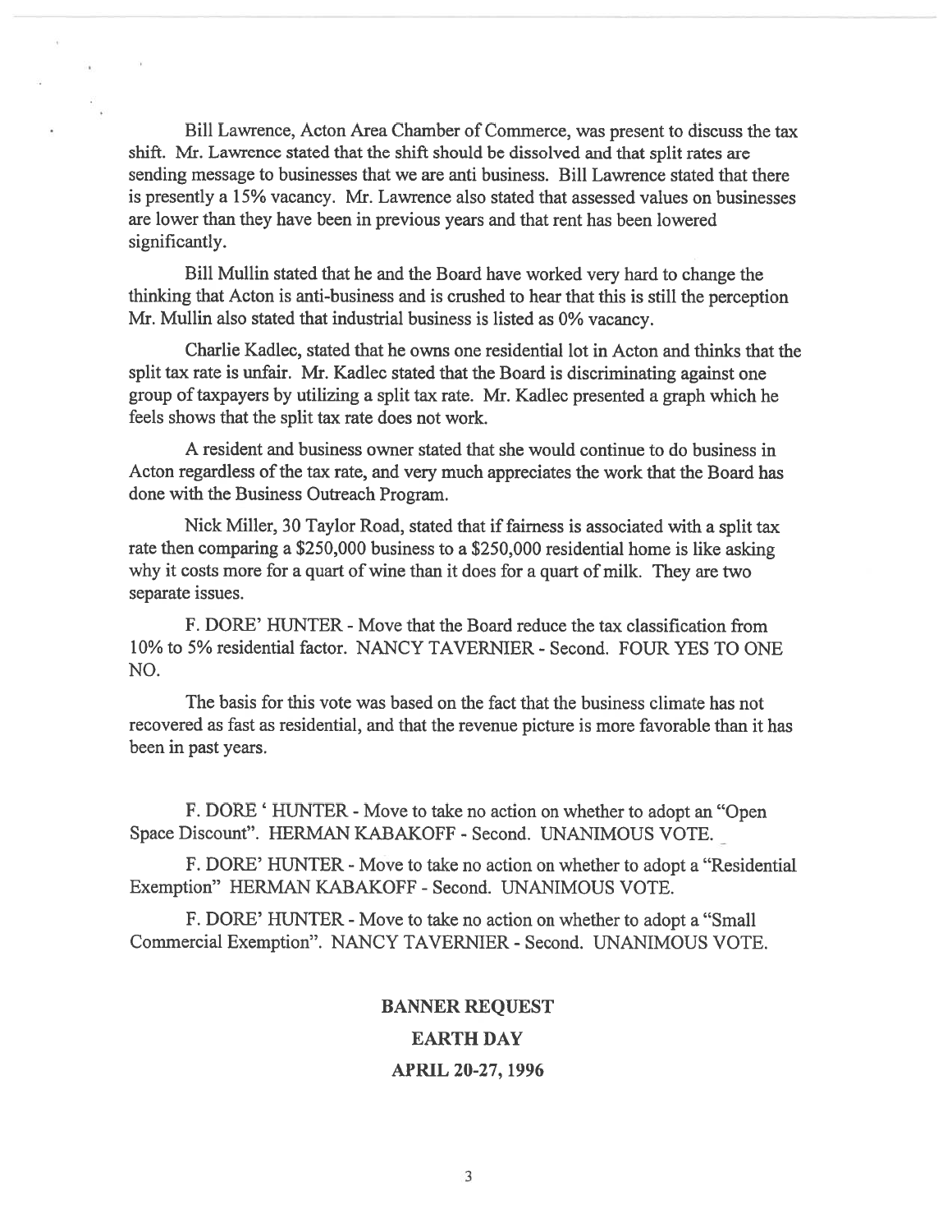Bill Lawrence, Acton Area Chamber of Commerce, was present to discuss the tax shift. Mr. Lawrence stated that the shift should be dissolved and that split rates are sending message to businesses that we are anti business. Bill Lawrence stated that there is presently a 15% vacancy. Mr. Lawrence also stated that assessed values on businesses are lower than they have been in previous years and that rent has been lowered significantly.

Bill Mullin stated that he and the Board have worked very hard to change the thinking that Acton is anti-business and is crushed to hear that this is still the perception Mr. Mullin also stated that industrial business is listed as 0% vacancy.

Charlie Kadlec, stated that he owns one residential lot in Acton and thinks that the split tax rate is unfair. Mr. Kadlec stated that the Board is discriminating against one group of taxpayers by utilizing a split tax rate. Mr. Kadlec presented a graph which he feels shows that the split tax rate does not work.

A resident and business owner stated that she would continue to do business in Acton regardless of the tax rate, and very much appreciates the work that the Board has done with the Business Outreach Program.

Nick Miller, 30 Taylor Road, stated that if fairness is associated with a split tax rate then comparing a $250,000 business to a $250,000 residential home is like asking why it costs more for a quart of wine than it does for a quart of milk. They are two separate issues.

F. DORE' HUNTER - Move that the Board reduce the tax classification from 10% to 5% residential factor. NANCY TAVERNIER - Second. FOUR YES TO ONE NO.

The basis for this vote was based on the fact that the business climate has not recovered as fast as residential, and that the revenue picture is more favorable than it has been in past years.

F. DORE ' HUNTER - Move to take no action on whether to adopt an "Open Space Discount". HERMAN KABAKOFF - Second. UNANIMOUS VOTE.

F. DORE' HUNTER - Move to take no action on whether to adopt a "Residential Exemption" HERMAN KABAKOFF - Second. UNANIMOUS VOTE.

F. DORE' HUNTER - Move to take no action on whether to adopt a "Small Commercial Exemption". NANCY TAVERNIER - Second. UNANIMOUS VOTE.

**BANNER REQUEST**

**EARTH DAY**

**APRIL 20-27, 1996**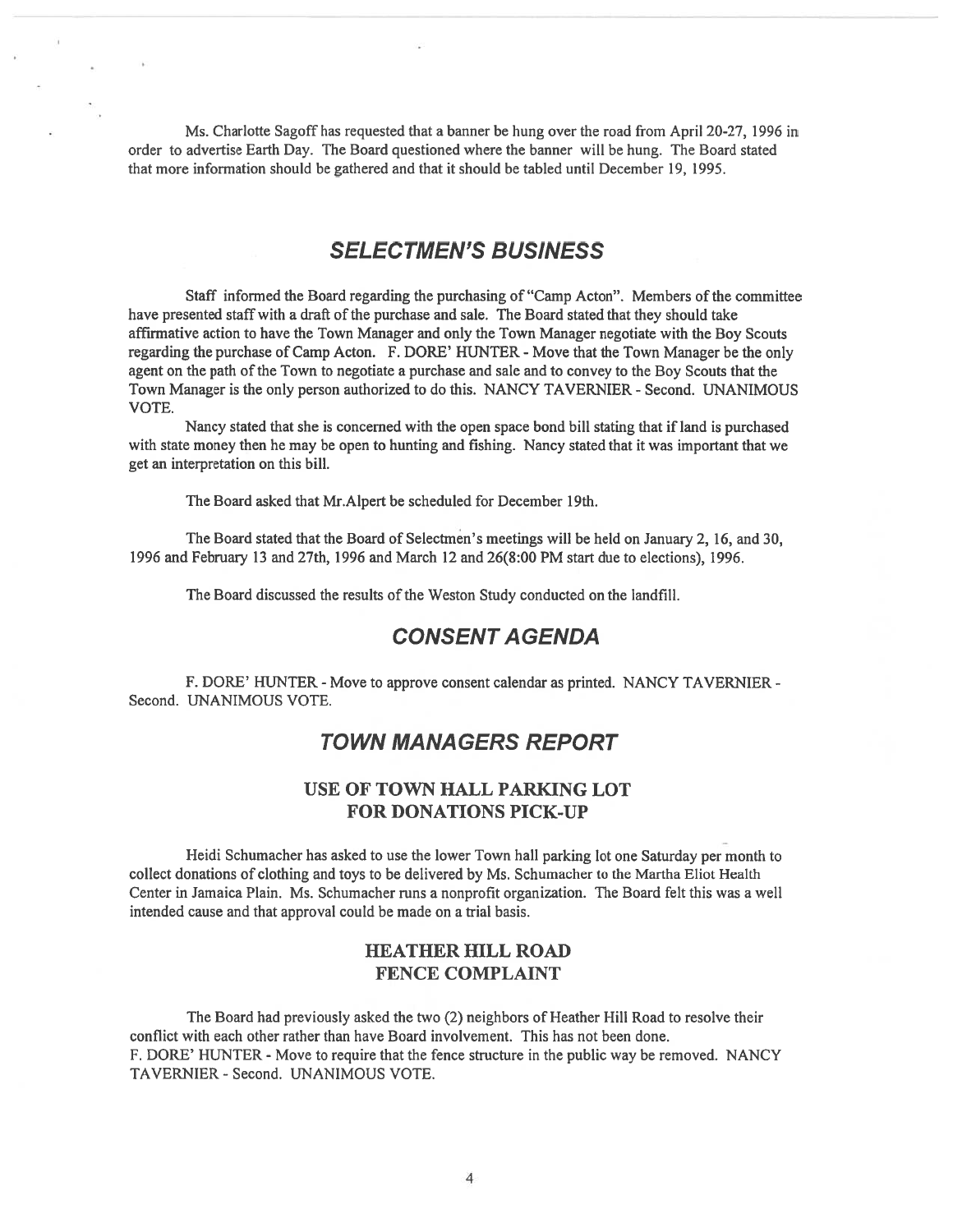Ms. Charlotte Sagoff has requested that a banner be hung over the road from April 20-27, 1996 in order to advertise Earth Day. The Board questioned where the banner will be hung. The Board stated that more information should be gathered and that it should be tabled until December 19, 1995.

## *SELECTMEN'S BUSINESS*

Staff informed the Board regarding the purchasing of "Camp Acton". Members of the committee have presented staff with a draft of the purchase and sale. The Board stated that they should take affirmative action to have the Town Manager and only the Town Manager negotiate with the Boy Scouts regarding the purchase of Camp Acton. F. DORE' HUNTER - Move that the Town Manager be the only agent on the path of the Town to negotiate a purchase and sale and to convey to the Boy Scouts that the Town Manager is the only person authorized to do this. NANCY TAVERNIER - Second. UNANIMOUS VOTE.

Nancy stated that she is concerned with the open space bond bill stating that if land is purchased with state money then he may be open to hunting and fishing. Nancy stated that it was important that we get an interpretation on this bill.

The Board asked that Mr.Alpert be scheduled for December 19th.

The Board stated that the Board of Selectmen's meetings will be held on January 2, 16, and 30, 1996 and February 13 and 27th, 1996 and March 12 and 26(8:00 PM start due to elections), 1996.

The Board discussed the results of the Weston Study conducted on the landfill.

## *CONSENT AGENDA*

F. DORE' HUNTER - Move to approve consent calendar as printed. NANCY TAVERNIER - Second. UNANIMOUS VOTE.

## *TOWN MANAGERS REPORT*

### USE OF TOWN HALL PARKING LOT FOR DONATIONS PICK-UP

Heidi Schumacher has asked to use the lower Town hall parking lot one Saturday per month to collect donations of clothing and toys to be delivered by Ms. Schumacher to the Martha Eliot Health Center in Jamaica Plain. Ms. Schumacher runs a nonprofit organization. The Board felt this was a well intended cause and that approval could be made on a trial basis.

### HEATHER HILL ROAD FENCE COMPLAINT

The Board had previously asked the two (2) neighbors of Heather Hill Road to resolve their conflict with each other rather than have Board involvement. This has not been done.
F. DORE' HUNTER - Move to require that the fence structure in the public way be removed. NANCY TAVERNIER - Second. UNANIMOUS VOTE.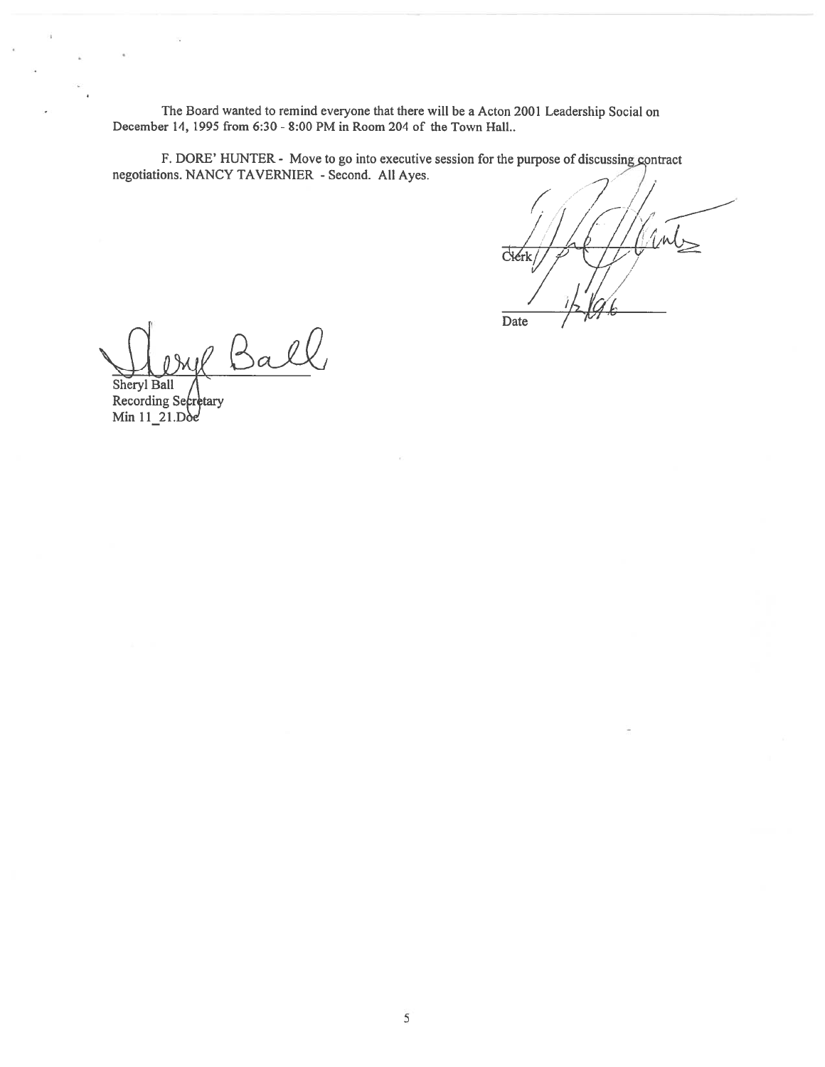The Board wanted to remind everyone that there will be a Acton 2001 Leadership Social on December 14, 1995 from 6:30 - 8:00 PM in Room 204 of the Town Hall..

F. DORE' HUNTER - Move to go into executive session for the purpose of discussing contract negotiations. NANCY TAVERNIER - Second. All Ayes.

Clerk

Date 1/2/96

Sheryl Ball
Recording Secretary
Min 11_21.Doc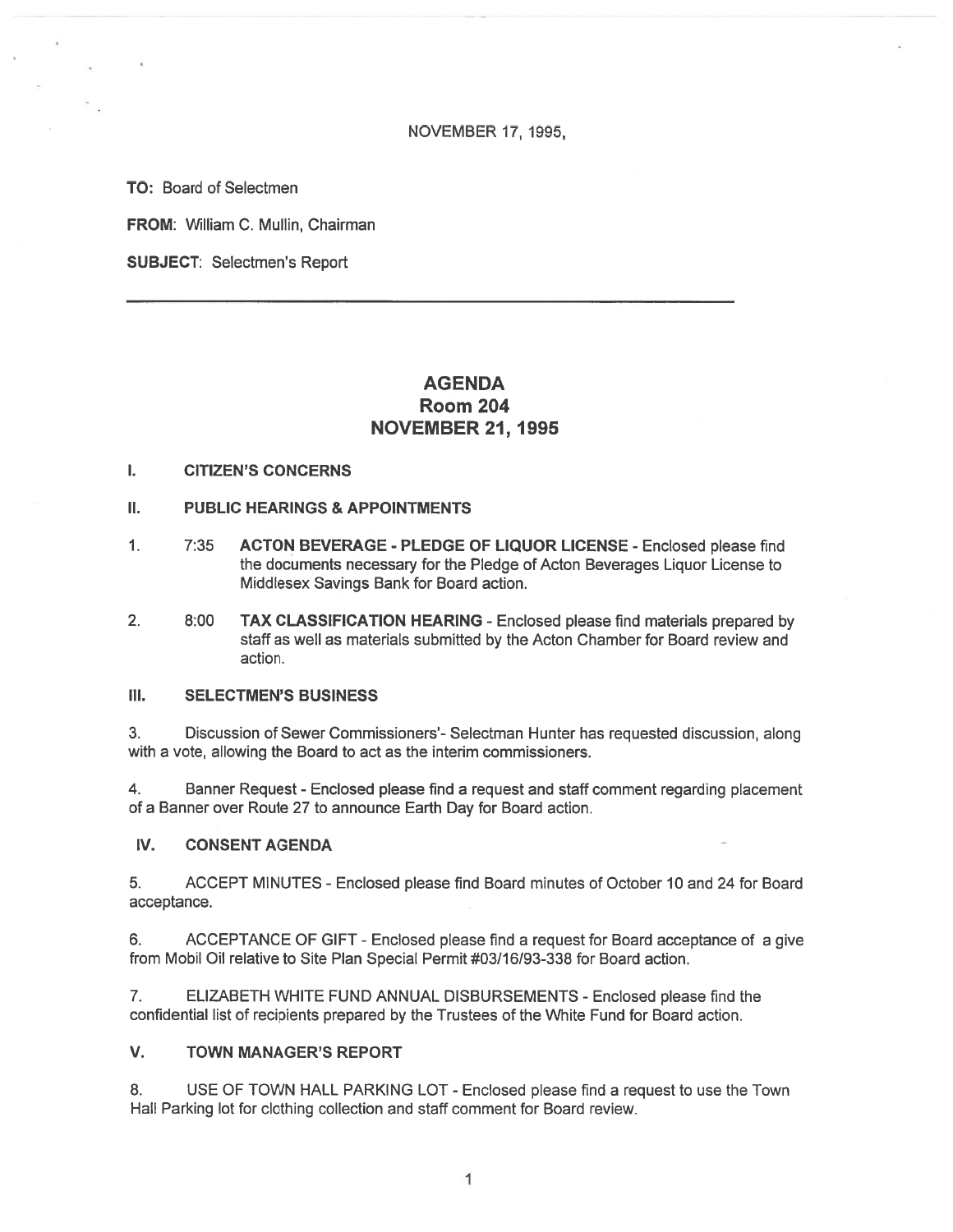NOVEMBER 17, 1995,

**TO:** Board of Selectmen

**FROM:** William C. Mullin, Chairman

**SUBJECT:** Selectmen's Report

---

# AGENDA
## Room 204
## NOVEMBER 21, 1995

**I. CITIZEN'S CONCERNS**

**II. PUBLIC HEARINGS & APPOINTMENTS**

1. 7:35 **ACTON BEVERAGE - PLEDGE OF LIQUOR LICENSE** - Enclosed please find the documents necessary for the Pledge of Acton Beverages Liquor License to Middlesex Savings Bank for Board action.

2. 8:00 **TAX CLASSIFICATION HEARING** - Enclosed please find materials prepared by staff as well as materials submitted by the Acton Chamber for Board review and action.

**III. SELECTMEN'S BUSINESS**

3. Discussion of Sewer Commissioners'- Selectman Hunter has requested discussion, along with a vote, allowing the Board to act as the interim commissioners.

4. Banner Request - Enclosed please find a request and staff comment regarding placement of a Banner over Route 27 to announce Earth Day for Board action.

**IV. CONSENT AGENDA**

5. ACCEPT MINUTES - Enclosed please find Board minutes of October 10 and 24 for Board acceptance.

6. ACCEPTANCE OF GIFT - Enclosed please find a request for Board acceptance of a give from Mobil Oil relative to Site Plan Special Permit #03/16/93-338 for Board action.

7. ELIZABETH WHITE FUND ANNUAL DISBURSEMENTS - Enclosed please find the confidential list of recipients prepared by the Trustees of the White Fund for Board action.

**V. TOWN MANAGER'S REPORT**

8. USE OF TOWN HALL PARKING LOT - Enclosed please find a request to use the Town Hall Parking lot for clothing collection and staff comment for Board review.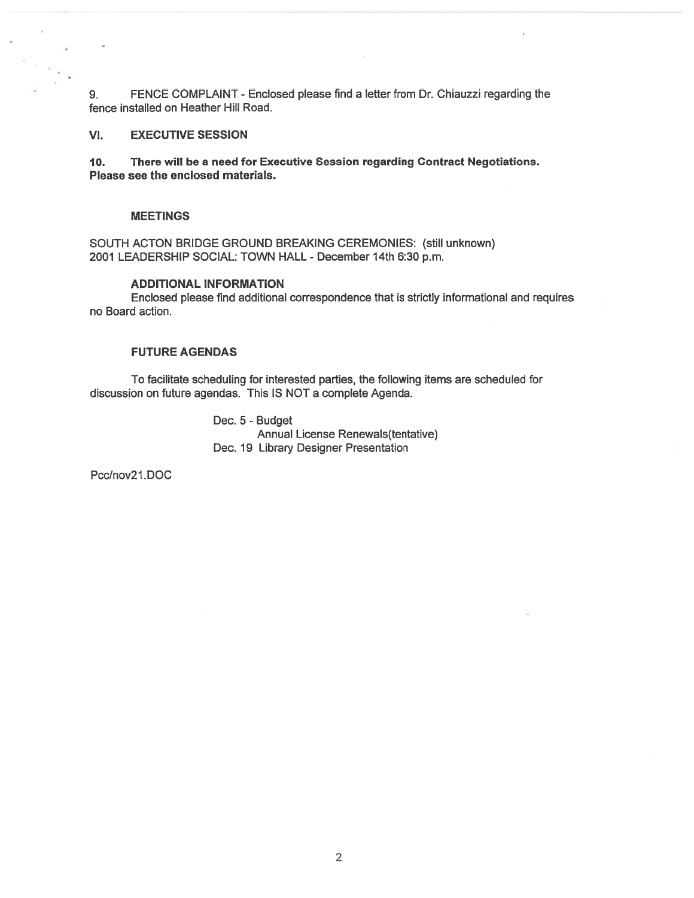9. FENCE COMPLAINT - Enclosed please find a letter from Dr. Chiauzzi regarding the fence installed on Heather Hill Road.

## VI. EXECUTIVE SESSION

**10. There will be a need for Executive Session regarding Contract Negotiations. Please see the enclosed materials.**

### MEETINGS

SOUTH ACTON BRIDGE GROUND BREAKING CEREMONIES: (still unknown)
2001 LEADERSHIP SOCIAL: TOWN HALL - December 14th 6:30 p.m.

### ADDITIONAL INFORMATION

Enclosed please find additional correspondence that is strictly informational and requires no Board action.

### FUTURE AGENDAS

To facilitate scheduling for interested parties, the following items are scheduled for discussion on future agendas. This IS NOT a complete Agenda.

Dec. 5 - Budget
Annual License Renewals(tentative)
Dec. 19 Library Designer Presentation

Pcc/nov21.DOC